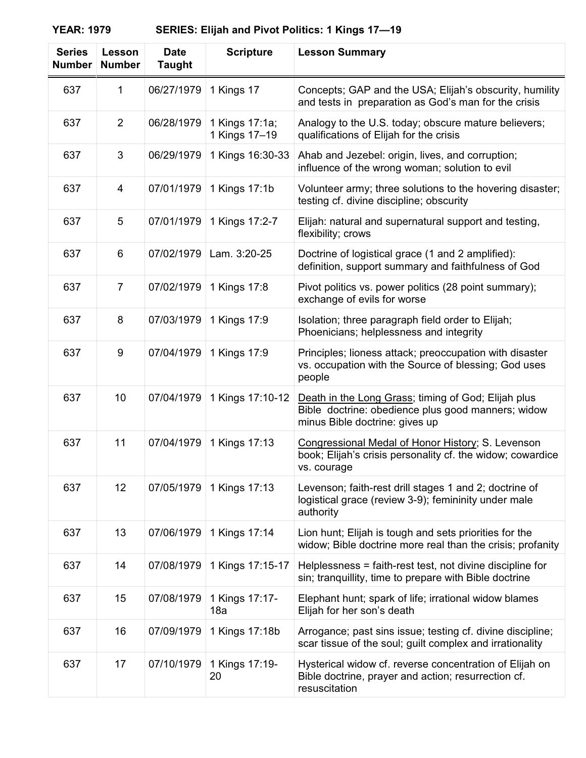**YEAR: 1979 SERIES: Elijah and Pivot Politics: 1 Kings 17—19**

| Series Number | Lesson Number | Date Taught | Scripture | Lesson Summary |
|---|---|---|---|---|
| 637 | 1 | 06/27/1979 | 1 Kings 17 | Concepts; GAP and the USA; Elijah's obscurity, humility and tests in preparation as God's man for the crisis |
| 637 | 2 | 06/28/1979 | 1 Kings 17:1a; 1 Kings 17–19 | Analogy to the U.S. today; obscure mature believers; qualifications of Elijah for the crisis |
| 637 | 3 | 06/29/1979 | 1 Kings 16:30-33 | Ahab and Jezebel: origin, lives, and corruption; influence of the wrong woman; solution to evil |
| 637 | 4 | 07/01/1979 | 1 Kings 17:1b | Volunteer army; three solutions to the hovering disaster; testing cf. divine discipline; obscurity |
| 637 | 5 | 07/01/1979 | 1 Kings 17:2-7 | Elijah: natural and supernatural support and testing, flexibility; crows |
| 637 | 6 | 07/02/1979 | Lam. 3:20-25 | Doctrine of logistical grace (1 and 2 amplified): definition, support summary and faithfulness of God |
| 637 | 7 | 07/02/1979 | 1 Kings 17:8 | Pivot politics vs. power politics (28 point summary); exchange of evils for worse |
| 637 | 8 | 07/03/1979 | 1 Kings 17:9 | Isolation; three paragraph field order to Elijah; Phoenicians; helplessness and integrity |
| 637 | 9 | 07/04/1979 | 1 Kings 17:9 | Principles; lioness attack; preoccupation with disaster vs. occupation with the Source of blessing; God uses people |
| 637 | 10 | 07/04/1979 | 1 Kings 17:10-12 | Death in the Long Grass; timing of God; Elijah plus Bible doctrine: obedience plus good manners; widow minus Bible doctrine: gives up |
| 637 | 11 | 07/04/1979 | 1 Kings 17:13 | Congressional Medal of Honor History; S. Levenson book; Elijah's crisis personality cf. the widow; cowardice vs. courage |
| 637 | 12 | 07/05/1979 | 1 Kings 17:13 | Levenson; faith-rest drill stages 1 and 2; doctrine of logistical grace (review 3-9); femininity under male authority |
| 637 | 13 | 07/06/1979 | 1 Kings 17:14 | Lion hunt; Elijah is tough and sets priorities for the widow; Bible doctrine more real than the crisis; profanity |
| 637 | 14 | 07/08/1979 | 1 Kings 17:15-17 | Helplessness = faith-rest test, not divine discipline for sin; tranquillity, time to prepare with Bible doctrine |
| 637 | 15 | 07/08/1979 | 1 Kings 17:17-18a | Elephant hunt; spark of life; irrational widow blames Elijah for her son's death |
| 637 | 16 | 07/09/1979 | 1 Kings 17:18b | Arrogance; past sins issue; testing cf. divine discipline; scar tissue of the soul; guilt complex and irrationality |
| 637 | 17 | 07/10/1979 | 1 Kings 17:19-20 | Hysterical widow cf. reverse concentration of Elijah on Bible doctrine, prayer and action; resurrection cf. resuscitation |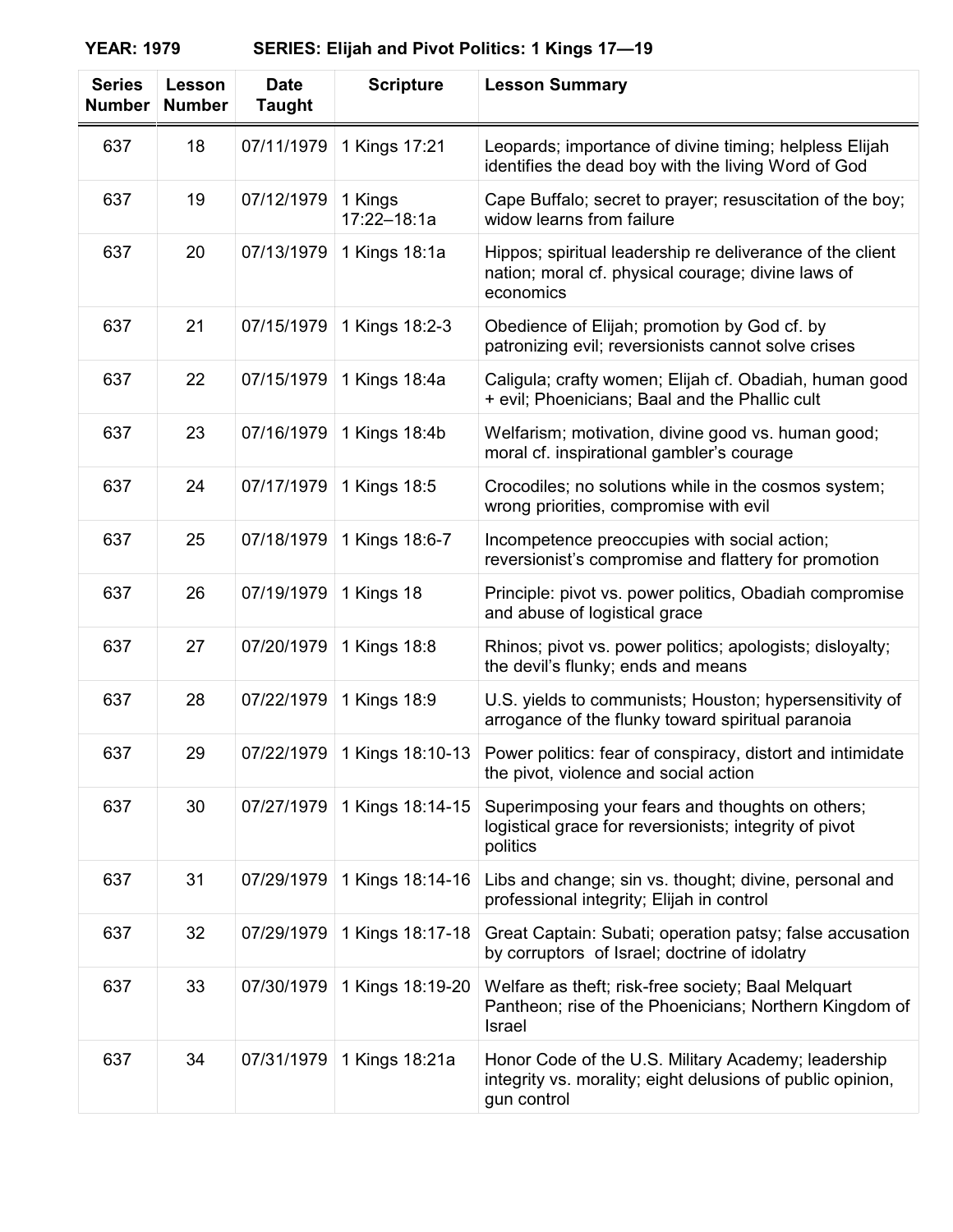**YEAR: 1979 SERIES: Elijah and Pivot Politics: 1 Kings 17—19**

| Series Number | Lesson Number | Date Taught | Scripture | Lesson Summary |
|---|---|---|---|---|
| 637 | 18 | 07/11/1979 | 1 Kings 17:21 | Leopards; importance of divine timing; helpless Elijah identifies the dead boy with the living Word of God |
| 637 | 19 | 07/12/1979 | 1 Kings 17:22–18:1a | Cape Buffalo; secret to prayer; resuscitation of the boy; widow learns from failure |
| 637 | 20 | 07/13/1979 | 1 Kings 18:1a | Hippos; spiritual leadership re deliverance of the client nation; moral cf. physical courage; divine laws of economics |
| 637 | 21 | 07/15/1979 | 1 Kings 18:2-3 | Obedience of Elijah; promotion by God cf. by patronizing evil; reversionists cannot solve crises |
| 637 | 22 | 07/15/1979 | 1 Kings 18:4a | Caligula; crafty women; Elijah cf. Obadiah, human good + evil; Phoenicians; Baal and the Phallic cult |
| 637 | 23 | 07/16/1979 | 1 Kings 18:4b | Welfarism; motivation, divine good vs. human good; moral cf. inspirational gambler's courage |
| 637 | 24 | 07/17/1979 | 1 Kings 18:5 | Crocodiles; no solutions while in the cosmos system; wrong priorities, compromise with evil |
| 637 | 25 | 07/18/1979 | 1 Kings 18:6-7 | Incompetence preoccupies with social action; reversionist's compromise and flattery for promotion |
| 637 | 26 | 07/19/1979 | 1 Kings 18 | Principle: pivot vs. power politics, Obadiah compromise and abuse of logistical grace |
| 637 | 27 | 07/20/1979 | 1 Kings 18:8 | Rhinos; pivot vs. power politics; apologists; disloyalty; the devil's flunky; ends and means |
| 637 | 28 | 07/22/1979 | 1 Kings 18:9 | U.S. yields to communists; Houston; hypersensitivity of arrogance of the flunky toward spiritual paranoia |
| 637 | 29 | 07/22/1979 | 1 Kings 18:10-13 | Power politics: fear of conspiracy, distort and intimidate the pivot, violence and social action |
| 637 | 30 | 07/27/1979 | 1 Kings 18:14-15 | Superimposing your fears and thoughts on others; logistical grace for reversionists; integrity of pivot politics |
| 637 | 31 | 07/29/1979 | 1 Kings 18:14-16 | Libs and change; sin vs. thought; divine, personal and professional integrity; Elijah in control |
| 637 | 32 | 07/29/1979 | 1 Kings 18:17-18 | Great Captain: Subati; operation patsy; false accusation by corruptors of Israel; doctrine of idolatry |
| 637 | 33 | 07/30/1979 | 1 Kings 18:19-20 | Welfare as theft; risk-free society; Baal Melquart Pantheon; rise of the Phoenicians; Northern Kingdom of Israel |
| 637 | 34 | 07/31/1979 | 1 Kings 18:21a | Honor Code of the U.S. Military Academy; leadership integrity vs. morality; eight delusions of public opinion, gun control |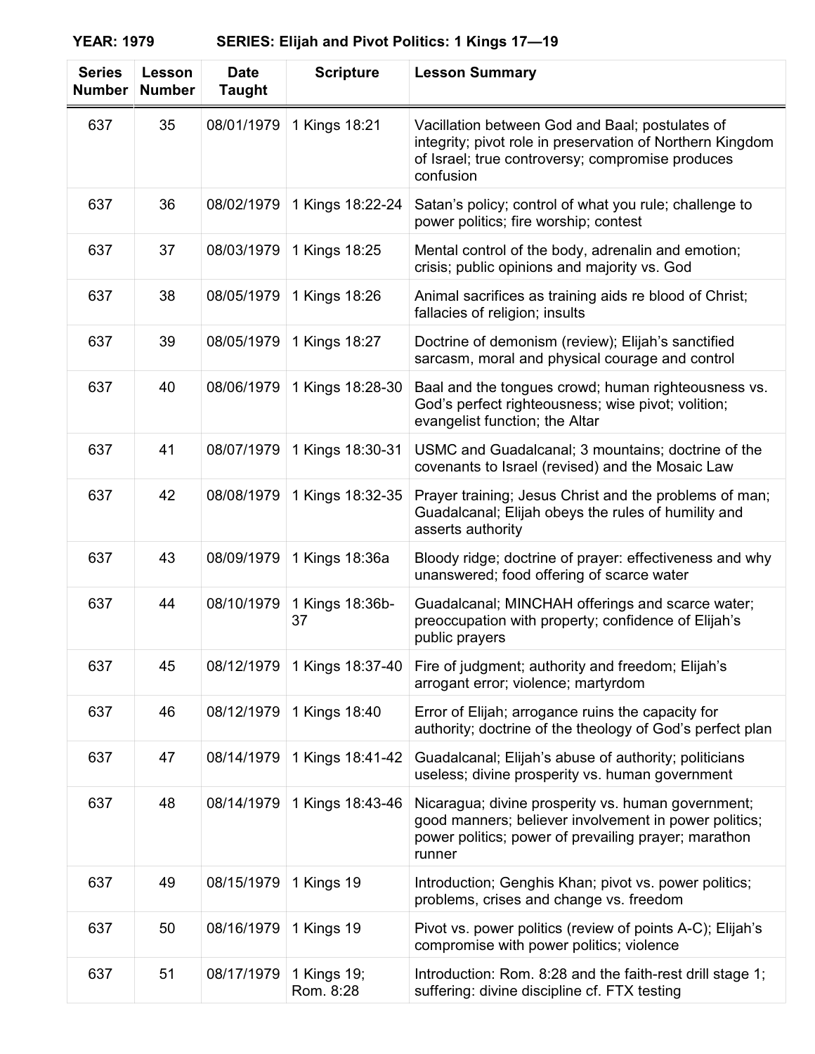**YEAR: 1979 SERIES: Elijah and Pivot Politics: 1 Kings 17—19**

| Series Number | Lesson Number | Date Taught | Scripture | Lesson Summary |
|---|---|---|---|---|
| 637 | 35 | 08/01/1979 | 1 Kings 18:21 | Vacillation between God and Baal; postulates of integrity; pivot role in preservation of Northern Kingdom of Israel; true controversy; compromise produces confusion |
| 637 | 36 | 08/02/1979 | 1 Kings 18:22-24 | Satan's policy; control of what you rule; challenge to power politics; fire worship; contest |
| 637 | 37 | 08/03/1979 | 1 Kings 18:25 | Mental control of the body, adrenalin and emotion; crisis; public opinions and majority vs. God |
| 637 | 38 | 08/05/1979 | 1 Kings 18:26 | Animal sacrifices as training aids re blood of Christ; fallacies of religion; insults |
| 637 | 39 | 08/05/1979 | 1 Kings 18:27 | Doctrine of demonism (review); Elijah's sanctified sarcasm, moral and physical courage and control |
| 637 | 40 | 08/06/1979 | 1 Kings 18:28-30 | Baal and the tongues crowd; human righteousness vs. God's perfect righteousness; wise pivot; volition; evangelist function; the Altar |
| 637 | 41 | 08/07/1979 | 1 Kings 18:30-31 | USMC and Guadalcanal; 3 mountains; doctrine of the covenants to Israel (revised) and the Mosaic Law |
| 637 | 42 | 08/08/1979 | 1 Kings 18:32-35 | Prayer training; Jesus Christ and the problems of man; Guadalcanal; Elijah obeys the rules of humility and asserts authority |
| 637 | 43 | 08/09/1979 | 1 Kings 18:36a | Bloody ridge; doctrine of prayer: effectiveness and why unanswered; food offering of scarce water |
| 637 | 44 | 08/10/1979 | 1 Kings 18:36b-37 | Guadalcanal; MINCHAH offerings and scarce water; preoccupation with property; confidence of Elijah's public prayers |
| 637 | 45 | 08/12/1979 | 1 Kings 18:37-40 | Fire of judgment; authority and freedom; Elijah's arrogant error; violence; martyrdom |
| 637 | 46 | 08/12/1979 | 1 Kings 18:40 | Error of Elijah; arrogance ruins the capacity for authority; doctrine of the theology of God's perfect plan |
| 637 | 47 | 08/14/1979 | 1 Kings 18:41-42 | Guadalcanal; Elijah's abuse of authority; politicians useless; divine prosperity vs. human government |
| 637 | 48 | 08/14/1979 | 1 Kings 18:43-46 | Nicaragua; divine prosperity vs. human government; good manners; believer involvement in power politics; power politics; power of prevailing prayer; marathon runner |
| 637 | 49 | 08/15/1979 | 1 Kings 19 | Introduction; Genghis Khan; pivot vs. power politics; problems, crises and change vs. freedom |
| 637 | 50 | 08/16/1979 | 1 Kings 19 | Pivot vs. power politics (review of points A-C); Elijah's compromise with power politics; violence |
| 637 | 51 | 08/17/1979 | 1 Kings 19; Rom. 8:28 | Introduction: Rom. 8:28 and the faith-rest drill stage 1; suffering: divine discipline cf. FTX testing |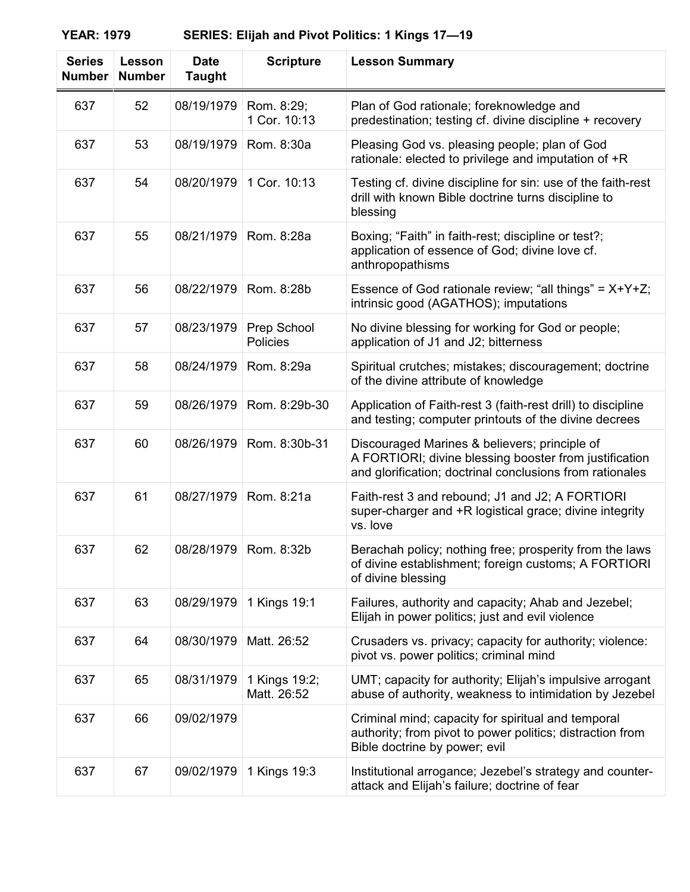**YEAR: 1979 SERIES: Elijah and Pivot Politics: 1 Kings 17—19**

| Series Number | Lesson Number | Date Taught | Scripture | Lesson Summary |
|---|---|---|---|---|
| 637 | 52 | 08/19/1979 | Rom. 8:29; 1 Cor. 10:13 | Plan of God rationale; foreknowledge and predestination; testing cf. divine discipline + recovery |
| 637 | 53 | 08/19/1979 | Rom. 8:30a | Pleasing God vs. pleasing people; plan of God rationale: elected to privilege and imputation of +R |
| 637 | 54 | 08/20/1979 | 1 Cor. 10:13 | Testing cf. divine discipline for sin: use of the faith-rest drill with known Bible doctrine turns discipline to blessing |
| 637 | 55 | 08/21/1979 | Rom. 8:28a | Boxing; "Faith" in faith-rest; discipline or test?; application of essence of God; divine love cf. anthropopathisms |
| 637 | 56 | 08/22/1979 | Rom. 8:28b | Essence of God rationale review; "all things" = X+Y+Z; intrinsic good (AGATHOS); imputations |
| 637 | 57 | 08/23/1979 | Prep School Policies | No divine blessing for working for God or people; application of J1 and J2; bitterness |
| 637 | 58 | 08/24/1979 | Rom. 8:29a | Spiritual crutches; mistakes; discouragement; doctrine of the divine attribute of knowledge |
| 637 | 59 | 08/26/1979 | Rom. 8:29b-30 | Application of Faith-rest 3 (faith-rest drill) to discipline and testing; computer printouts of the divine decrees |
| 637 | 60 | 08/26/1979 | Rom. 8:30b-31 | Discouraged Marines & believers; principle of A FORTIORI; divine blessing booster from justification and glorification; doctrinal conclusions from rationales |
| 637 | 61 | 08/27/1979 | Rom. 8:21a | Faith-rest 3 and rebound; J1 and J2; A FORTIORI super-charger and +R logistical grace; divine integrity vs. love |
| 637 | 62 | 08/28/1979 | Rom. 8:32b | Berachah policy; nothing free; prosperity from the laws of divine establishment; foreign customs; A FORTIORI of divine blessing |
| 637 | 63 | 08/29/1979 | 1 Kings 19:1 | Failures, authority and capacity; Ahab and Jezebel; Elijah in power politics; just and evil violence |
| 637 | 64 | 08/30/1979 | Matt. 26:52 | Crusaders vs. privacy; capacity for authority; violence: pivot vs. power politics; criminal mind |
| 637 | 65 | 08/31/1979 | 1 Kings 19:2; Matt. 26:52 | UMT; capacity for authority; Elijah's impulsive arrogant abuse of authority, weakness to intimidation by Jezebel |
| 637 | 66 | 09/02/1979 | | Criminal mind; capacity for spiritual and temporal authority; from pivot to power politics; distraction from Bible doctrine by power; evil |
| 637 | 67 | 09/02/1979 | 1 Kings 19:3 | Institutional arrogance; Jezebel's strategy and counter-attack and Elijah's failure; doctrine of fear |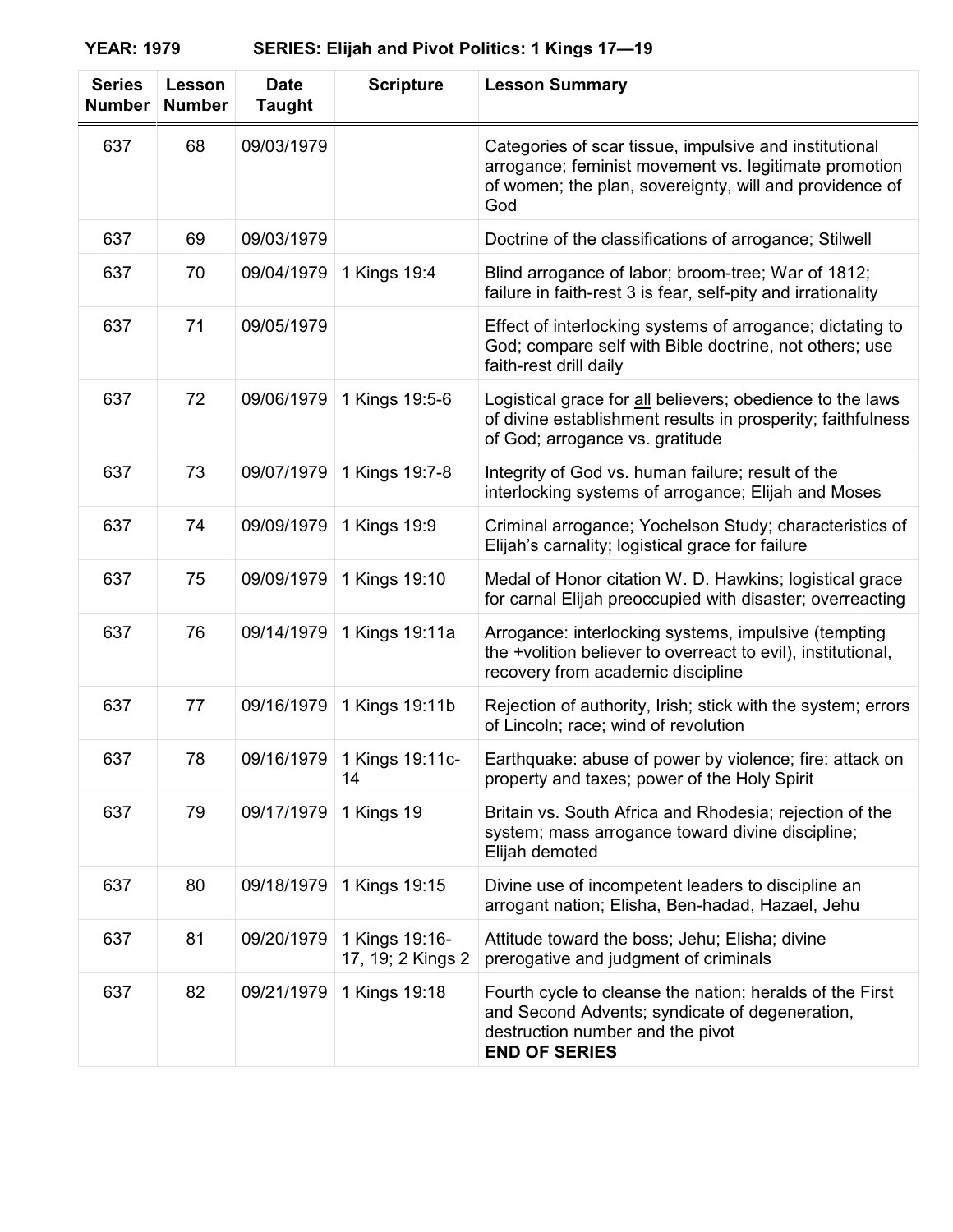**YEAR: 1979 SERIES: Elijah and Pivot Politics: 1 Kings 17—19**

| Series Number | Lesson Number | Date Taught | Scripture | Lesson Summary |
|---|---|---|---|---|
| 637 | 68 | 09/03/1979 | | Categories of scar tissue, impulsive and institutional arrogance; feminist movement vs. legitimate promotion of women; the plan, sovereignty, will and providence of God |
| 637 | 69 | 09/03/1979 | | Doctrine of the classifications of arrogance; Stilwell |
| 637 | 70 | 09/04/1979 | 1 Kings 19:4 | Blind arrogance of labor; broom-tree; War of 1812; failure in faith-rest 3 is fear, self-pity and irrationality |
| 637 | 71 | 09/05/1979 | | Effect of interlocking systems of arrogance; dictating to God; compare self with Bible doctrine, not others; use faith-rest drill daily |
| 637 | 72 | 09/06/1979 | 1 Kings 19:5-6 | Logistical grace for <u>all</u> believers; obedience to the laws of divine establishment results in prosperity; faithfulness of God; arrogance vs. gratitude |
| 637 | 73 | 09/07/1979 | 1 Kings 19:7-8 | Integrity of God vs. human failure; result of the interlocking systems of arrogance; Elijah and Moses |
| 637 | 74 | 09/09/1979 | 1 Kings 19:9 | Criminal arrogance; Yochelson Study; characteristics of Elijah's carnality; logistical grace for failure |
| 637 | 75 | 09/09/1979 | 1 Kings 19:10 | Medal of Honor citation W. D. Hawkins; logistical grace for carnal Elijah preoccupied with disaster; overreacting |
| 637 | 76 | 09/14/1979 | 1 Kings 19:11a | Arrogance: interlocking systems, impulsive (tempting the +volition believer to overreact to evil), institutional, recovery from academic discipline |
| 637 | 77 | 09/16/1979 | 1 Kings 19:11b | Rejection of authority, Irish; stick with the system; errors of Lincoln; race; wind of revolution |
| 637 | 78 | 09/16/1979 | 1 Kings 19:11c-14 | Earthquake: abuse of power by violence; fire: attack on property and taxes; power of the Holy Spirit |
| 637 | 79 | 09/17/1979 | 1 Kings 19 | Britain vs. South Africa and Rhodesia; rejection of the system; mass arrogance toward divine discipline; Elijah demoted |
| 637 | 80 | 09/18/1979 | 1 Kings 19:15 | Divine use of incompetent leaders to discipline an arrogant nation; Elisha, Ben-hadad, Hazael, Jehu |
| 637 | 81 | 09/20/1979 | 1 Kings 19:16-17, 19; 2 Kings 2 | Attitude toward the boss; Jehu; Elisha; divine prerogative and judgment of criminals |
| 637 | 82 | 09/21/1979 | 1 Kings 19:18 | Fourth cycle to cleanse the nation; heralds of the First and Second Advents; syndicate of degeneration, destruction number and the pivot **END OF SERIES** |